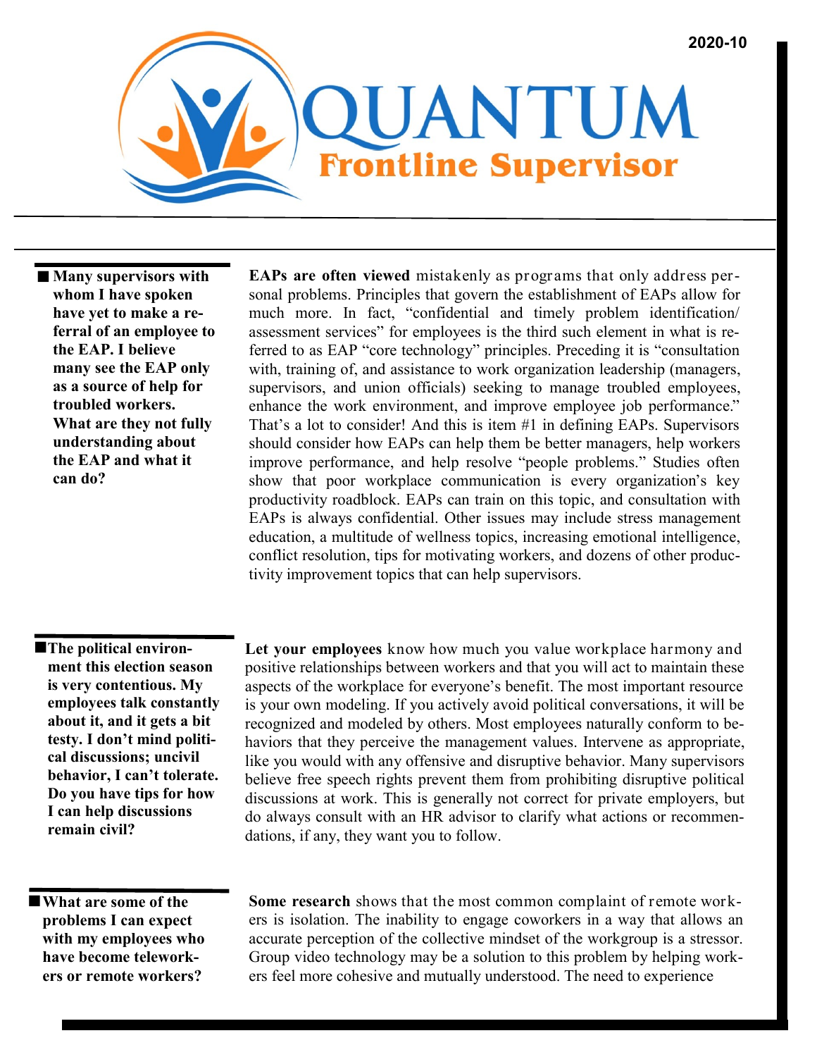2020-10

# QUANTUM

## Frontline Supervisor

---

■ **Many supervisors with whom I have spoken have yet to make a referral of an employee to the EAP. I believe many see the EAP only as a source of help for troubled workers. What are they not fully understanding about the EAP and what it can do?**

**EAPs are often viewed** mistakenly as programs that only address personal problems. Principles that govern the establishment of EAPs allow for much more. In fact, "confidential and timely problem identification/ assessment services" for employees is the third such element in what is referred to as EAP "core technology" principles. Preceding it is "consultation with, training of, and assistance to work organization leadership (managers, supervisors, and union officials) seeking to manage troubled employees, enhance the work environment, and improve employee job performance." That's a lot to consider! And this is item #1 in defining EAPs. Supervisors should consider how EAPs can help them be better managers, help workers improve performance, and help resolve "people problems." Studies often show that poor workplace communication is every organization's key productivity roadblock. EAPs can train on this topic, and consultation with EAPs is always confidential. Other issues may include stress management education, a multitude of wellness topics, increasing emotional intelligence, conflict resolution, tips for motivating workers, and dozens of other productivity improvement topics that can help supervisors.

■ **The political environment this election season is very contentious. My employees talk constantly about it, and it gets a bit testy. I don't mind political discussions; uncivil behavior, I can't tolerate. Do you have tips for how I can help discussions remain civil?**

**Let your employees** know how much you value workplace harmony and positive relationships between workers and that you will act to maintain these aspects of the workplace for everyone's benefit. The most important resource is your own modeling. If you actively avoid political conversations, it will be recognized and modeled by others. Most employees naturally conform to behaviors that they perceive the management values. Intervene as appropriate, like you would with any offensive and disruptive behavior. Many supervisors believe free speech rights prevent them from prohibiting disruptive political discussions at work. This is generally not correct for private employers, but do always consult with an HR advisor to clarify what actions or recommendations, if any, they want you to follow.

■ **What are some of the problems I can expect with my employees who have become teleworkers or remote workers?**

**Some research** shows that the most common complaint of remote workers is isolation. The inability to engage coworkers in a way that allows an accurate perception of the collective mindset of the workgroup is a stressor. Group video technology may be a solution to this problem by helping workers feel more cohesive and mutually understood. The need to experience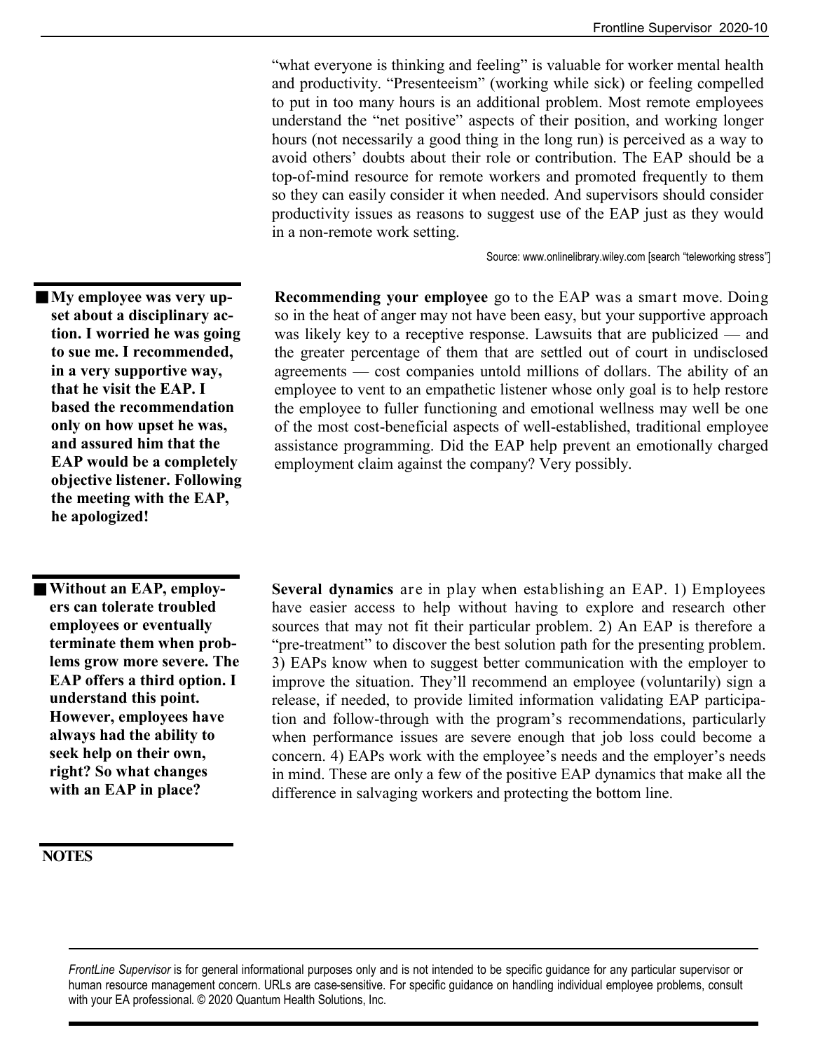"what everyone is thinking and feeling" is valuable for worker mental health and productivity. "Presenteeism" (working while sick) or feeling compelled to put in too many hours is an additional problem. Most remote employees understand the "net positive" aspects of their position, and working longer hours (not necessarily a good thing in the long run) is perceived as a way to avoid others' doubts about their role or contribution. The EAP should be a top-of-mind resource for remote workers and promoted frequently to them so they can easily consider it when needed. And supervisors should consider productivity issues as reasons to suggest use of the EAP just as they would in a non-remote work setting.

Source: www.onlinelibrary.wiley.com [search "teleworking stress"]

**My employee was very upset about a disciplinary action. I worried he was going to sue me. I recommended, in a very supportive way, that he visit the EAP. I based the recommendation only on how upset he was, and assured him that the EAP would be a completely objective listener. Following the meeting with the EAP, he apologized!**

**Recommending your employee** go to the EAP was a smart move. Doing so in the heat of anger may not have been easy, but your supportive approach was likely key to a receptive response. Lawsuits that are publicized — and the greater percentage of them that are settled out of court in undisclosed agreements — cost companies untold millions of dollars. The ability of an employee to vent to an empathetic listener whose only goal is to help restore the employee to fuller functioning and emotional wellness may well be one of the most cost-beneficial aspects of well-established, traditional employee assistance programming. Did the EAP help prevent an emotionally charged employment claim against the company? Very possibly.

**Without an EAP, employers can tolerate troubled employees or eventually terminate them when problems grow more severe. The EAP offers a third option. I understand this point. However, employees have always had the ability to seek help on their own, right? So what changes with an EAP in place?**

**Several dynamics** are in play when establishing an EAP. 1) Employees have easier access to help without having to explore and research other sources that may not fit their particular problem. 2) An EAP is therefore a "pre-treatment" to discover the best solution path for the presenting problem. 3) EAPs know when to suggest better communication with the employer to improve the situation. They'll recommend an employee (voluntarily) sign a release, if needed, to provide limited information validating EAP participation and follow-through with the program's recommendations, particularly when performance issues are severe enough that job loss could become a concern. 4) EAPs work with the employee's needs and the employer's needs in mind. These are only a few of the positive EAP dynamics that make all the difference in salvaging workers and protecting the bottom line.

**NOTES**

*FrontLine Supervisor* is for general informational purposes only and is not intended to be specific guidance for any particular supervisor or human resource management concern. URLs are case-sensitive. For specific guidance on handling individual employee problems, consult with your EA professional. © 2020 Quantum Health Solutions, Inc.